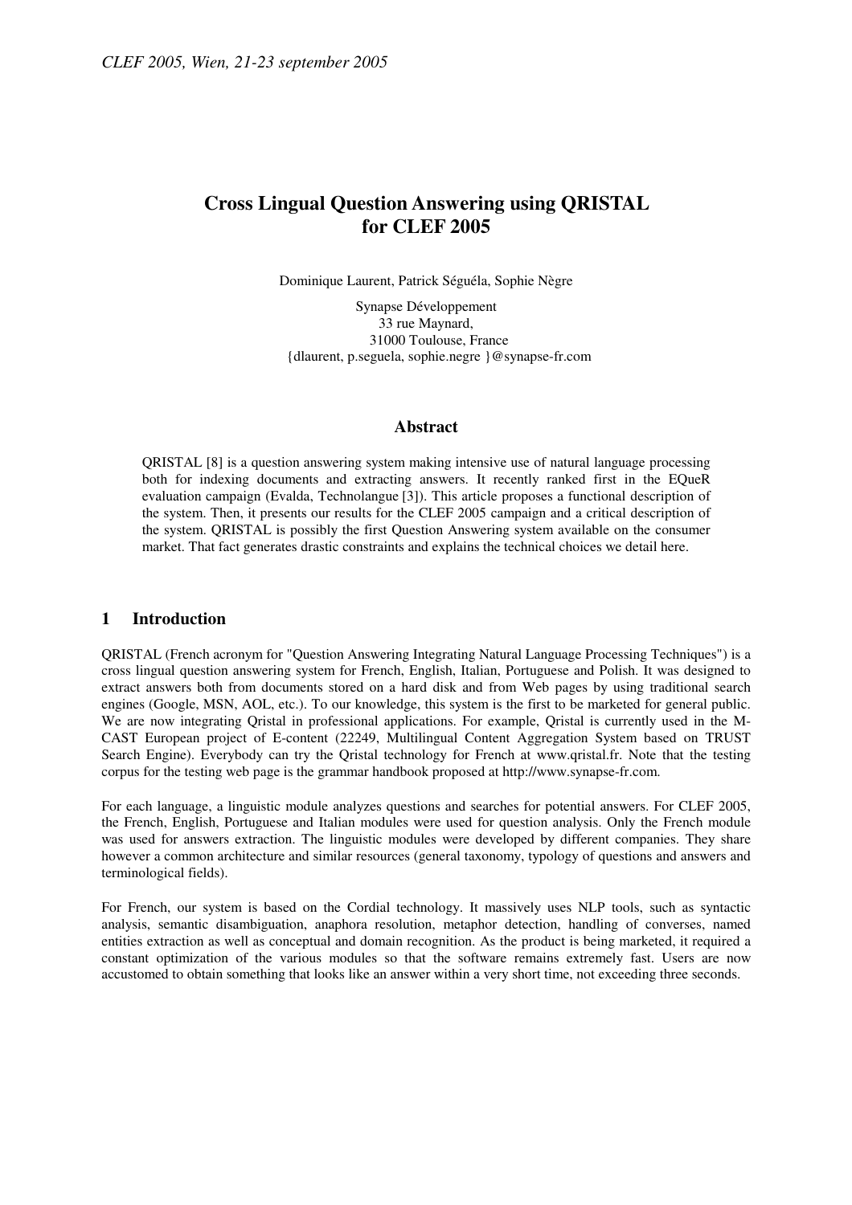# Cross Lingual Question Answering using QRISTAL for CLEF 2005

Dominique Laurent, Patrick Séguéla, Sophie Nègre

Synapse Développement
33 rue Maynard,
31000 Toulouse, France
{dlaurent, p.seguela, sophie.negre }@synapse-fr.com

## Abstract

QRISTAL [8] is a question answering system making intensive use of natural language processing both for indexing documents and extracting answers. It recently ranked first in the EQueR evaluation campaign (Evalda, Technolangue [3]). This article proposes a functional description of the system. Then, it presents our results for the CLEF 2005 campaign and a critical description of the system. QRISTAL is possibly the first Question Answering system available on the consumer market. That fact generates drastic constraints and explains the technical choices we detail here.

## 1 Introduction

QRISTAL (French acronym for "Question Answering Integrating Natural Language Processing Techniques") is a cross lingual question answering system for French, English, Italian, Portuguese and Polish. It was designed to extract answers both from documents stored on a hard disk and from Web pages by using traditional search engines (Google, MSN, AOL, etc.). To our knowledge, this system is the first to be marketed for general public. We are now integrating Qristal in professional applications. For example, Qristal is currently used in the M-CAST European project of E-content (22249, Multilingual Content Aggregation System based on TRUST Search Engine). Everybody can try the Qristal technology for French at www.qristal.fr. Note that the testing corpus for the testing web page is the grammar handbook proposed at http://www.synapse-fr.com.

For each language, a linguistic module analyzes questions and searches for potential answers. For CLEF 2005, the French, English, Portuguese and Italian modules were used for question analysis. Only the French module was used for answers extraction. The linguistic modules were developed by different companies. They share however a common architecture and similar resources (general taxonomy, typology of questions and answers and terminological fields).

For French, our system is based on the Cordial technology. It massively uses NLP tools, such as syntactic analysis, semantic disambiguation, anaphora resolution, metaphor detection, handling of converses, named entities extraction as well as conceptual and domain recognition. As the product is being marketed, it required a constant optimization of the various modules so that the software remains extremely fast. Users are now accustomed to obtain something that looks like an answer within a very short time, not exceeding three seconds.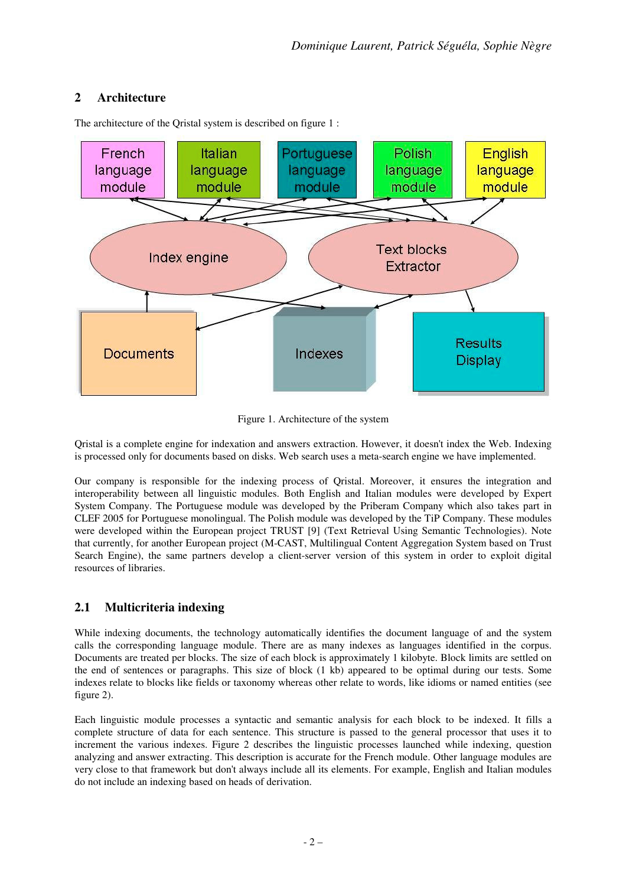## 2 Architecture

The architecture of the Qristal system is described on figure 1 :

Figure 1. Architecture of the system

Qristal is a complete engine for indexation and answers extraction. However, it doesn't index the Web. Indexing is processed only for documents based on disks. Web search uses a meta-search engine we have implemented.

Our company is responsible for the indexing process of Qristal. Moreover, it ensures the integration and interoperability between all linguistic modules. Both English and Italian modules were developed by Expert System Company. The Portuguese module was developed by the Priberam Company which also takes part in CLEF 2005 for Portuguese monolingual. The Polish module was developed by the TiP Company. These modules were developed within the European project TRUST [9] (Text Retrieval Using Semantic Technologies). Note that currently, for another European project (M-CAST, Multilingual Content Aggregation System based on Trust Search Engine), the same partners develop a client-server version of this system in order to exploit digital resources of libraries.

### 2.1 Multicriteria indexing

While indexing documents, the technology automatically identifies the document language of and the system calls the corresponding language module. There are as many indexes as languages identified in the corpus. Documents are treated per blocks. The size of each block is approximately 1 kilobyte. Block limits are settled on the end of sentences or paragraphs. This size of block (1 kb) appeared to be optimal during our tests. Some indexes relate to blocks like fields or taxonomy whereas other relate to words, like idioms or named entities (see figure 2).

Each linguistic module processes a syntactic and semantic analysis for each block to be indexed. It fills a complete structure of data for each sentence. This structure is passed to the general processor that uses it to increment the various indexes. Figure 2 describes the linguistic processes launched while indexing, question analyzing and answer extracting. This description is accurate for the French module. Other language modules are very close to that framework but don't always include all its elements. For example, English and Italian modules do not include an indexing based on heads of derivation.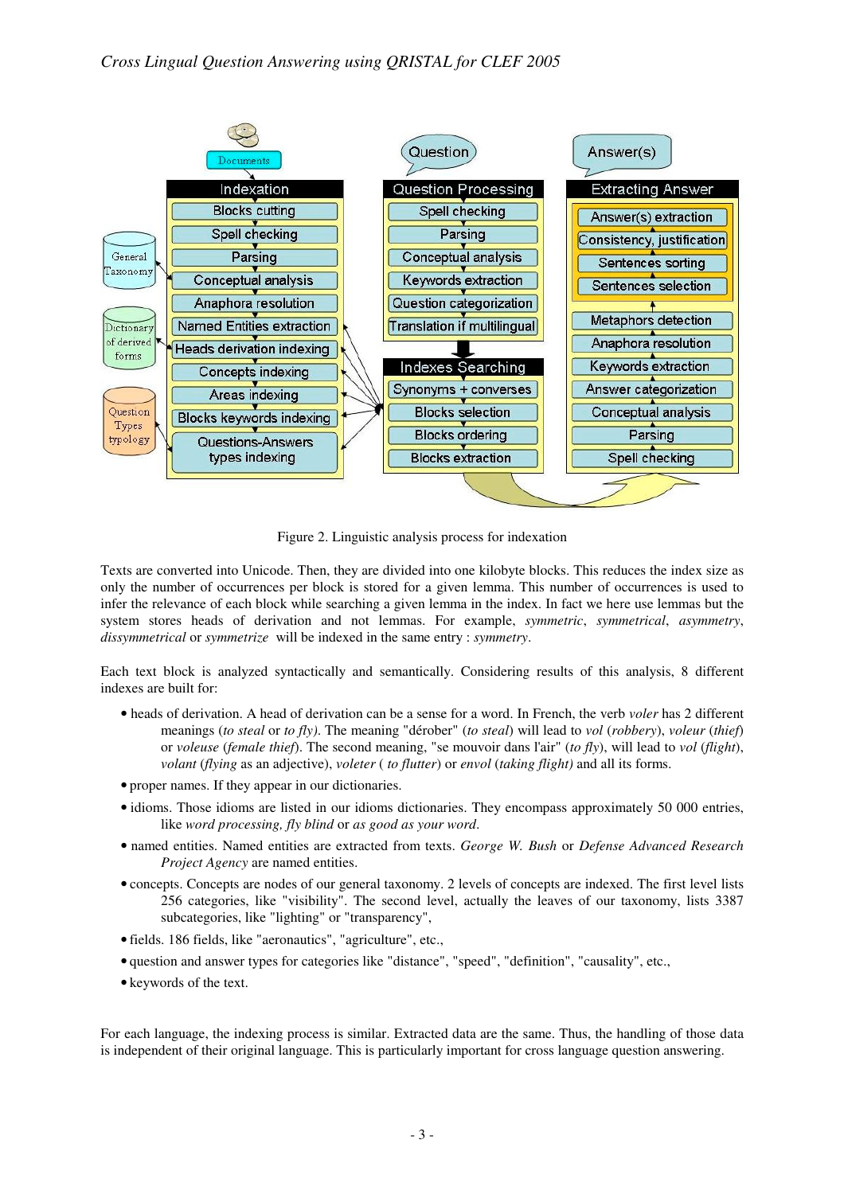Figure 2. Linguistic analysis process for indexation

Texts are converted into Unicode. Then, they are divided into one kilobyte blocks. This reduces the index size as only the number of occurrences per block is stored for a given lemma. This number of occurrences is used to infer the relevance of each block while searching a given lemma in the index. In fact we here use lemmas but the system stores heads of derivation and not lemmas. For example, *symmetric*, *symmetrical*, *asymmetry*, *dissymmetrical* or *symmetrize* will be indexed in the same entry : *symmetry*.

Each text block is analyzed syntactically and semantically. Considering results of this analysis, 8 different indexes are built for:

- heads of derivation. A head of derivation can be a sense for a word. In French, the verb *voler* has 2 different meanings (*to steal* or *to fly)*. The meaning "dérober" (*to steal*) will lead to *vol* (*robbery*), *voleur* (*thief*) or *voleuse* (*female thief*). The second meaning, "se mouvoir dans l'air" (*to fly*), will lead to *vol* (*flight*), *volant* (*flying* as an adjective), *voleter* ( *to flutter*) or *envol* (*taking flight)* and all its forms.
- proper names. If they appear in our dictionaries.
- idioms. Those idioms are listed in our idioms dictionaries. They encompass approximately 50 000 entries, like *word processing, fly blind* or *as good as your word*.
- named entities. Named entities are extracted from texts. *George W. Bush* or *Defense Advanced Research Project Agency* are named entities.
- concepts. Concepts are nodes of our general taxonomy. 2 levels of concepts are indexed. The first level lists 256 categories, like "visibility". The second level, actually the leaves of our taxonomy, lists 3387 subcategories, like "lighting" or "transparency",
- fields. 186 fields, like "aeronautics", "agriculture", etc.,
- question and answer types for categories like "distance", "speed", "definition", "causality", etc.,
- keywords of the text.

For each language, the indexing process is similar. Extracted data are the same. Thus, the handling of those data is independent of their original language. This is particularly important for cross language question answering.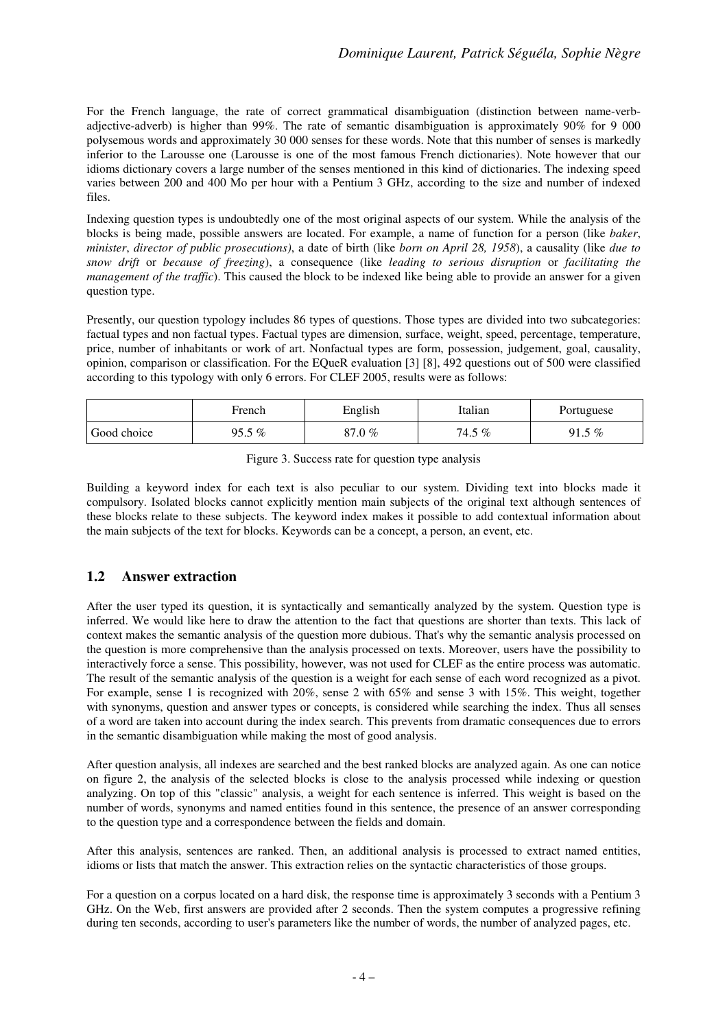For the French language, the rate of correct grammatical disambiguation (distinction between name-verb-adjective-adverb) is higher than 99%. The rate of semantic disambiguation is approximately 90% for 9 000 polysemous words and approximately 30 000 senses for these words. Note that this number of senses is markedly inferior to the Larousse one (Larousse is one of the most famous French dictionaries). Note however that our idioms dictionary covers a large number of the senses mentioned in this kind of dictionaries. The indexing speed varies between 200 and 400 Mo per hour with a Pentium 3 GHz, according to the size and number of indexed files.

Indexing question types is undoubtedly one of the most original aspects of our system. While the analysis of the blocks is being made, possible answers are located. For example, a name of function for a person (like *baker*, *minister*, *director of public prosecutions)*, a date of birth (like *born on April 28, 1958*), a causality (like *due to snow drift* or *because of freezing*), a consequence (like *leading to serious disruption* or *facilitating the management of the traffic*). This caused the block to be indexed like being able to provide an answer for a given question type.

Presently, our question typology includes 86 types of questions. Those types are divided into two subcategories: factual types and non factual types. Factual types are dimension, surface, weight, speed, percentage, temperature, price, number of inhabitants or work of art. Nonfactual types are form, possession, judgement, goal, causality, opinion, comparison or classification. For the EQueR evaluation [3] [8], 492 questions out of 500 were classified according to this typology with only 6 errors. For CLEF 2005, results were as follows:

| | French | English | Italian | Portuguese |
|---|---|---|---|---|
| Good choice | 95.5 % | 87.0 % | 74.5 % | 91.5 % |

Figure 3. Success rate for question type analysis

Building a keyword index for each text is also peculiar to our system. Dividing text into blocks made it compulsory. Isolated blocks cannot explicitly mention main subjects of the original text although sentences of these blocks relate to these subjects. The keyword index makes it possible to add contextual information about the main subjects of the text for blocks. Keywords can be a concept, a person, an event, etc.

## 1.2 Answer extraction

After the user typed its question, it is syntactically and semantically analyzed by the system. Question type is inferred. We would like here to draw the attention to the fact that questions are shorter than texts. This lack of context makes the semantic analysis of the question more dubious. That's why the semantic analysis processed on the question is more comprehensive than the analysis processed on texts. Moreover, users have the possibility to interactively force a sense. This possibility, however, was not used for CLEF as the entire process was automatic. The result of the semantic analysis of the question is a weight for each sense of each word recognized as a pivot. For example, sense 1 is recognized with 20%, sense 2 with 65% and sense 3 with 15%. This weight, together with synonyms, question and answer types or concepts, is considered while searching the index. Thus all senses of a word are taken into account during the index search. This prevents from dramatic consequences due to errors in the semantic disambiguation while making the most of good analysis.

After question analysis, all indexes are searched and the best ranked blocks are analyzed again. As one can notice on figure 2, the analysis of the selected blocks is close to the analysis processed while indexing or question analyzing. On top of this "classic" analysis, a weight for each sentence is inferred. This weight is based on the number of words, synonyms and named entities found in this sentence, the presence of an answer corresponding to the question type and a correspondence between the fields and domain.

After this analysis, sentences are ranked. Then, an additional analysis is processed to extract named entities, idioms or lists that match the answer. This extraction relies on the syntactic characteristics of those groups.

For a question on a corpus located on a hard disk, the response time is approximately 3 seconds with a Pentium 3 GHz. On the Web, first answers are provided after 2 seconds. Then the system computes a progressive refining during ten seconds, according to user's parameters like the number of words, the number of analyzed pages, etc.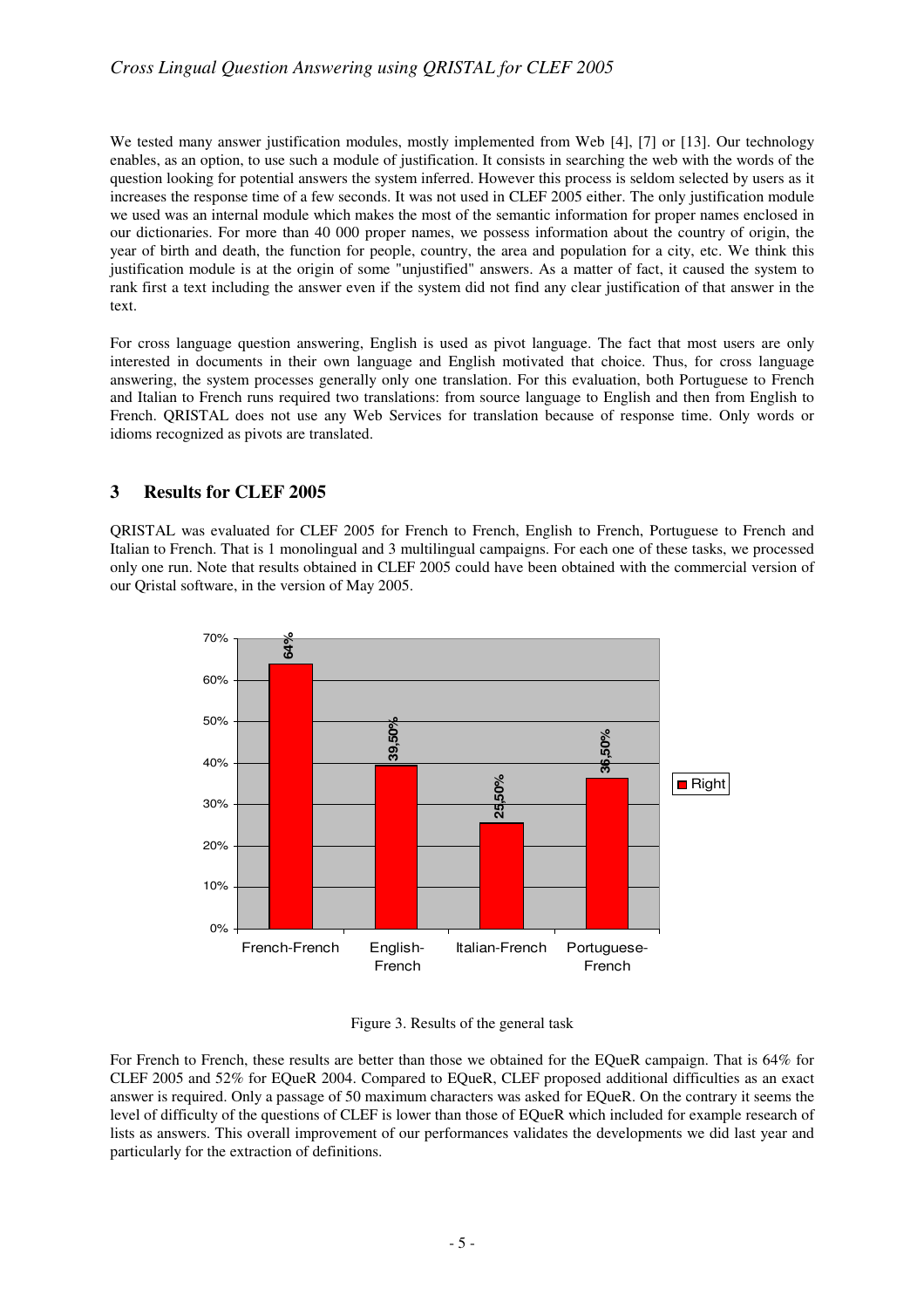We tested many answer justification modules, mostly implemented from Web [4], [7] or [13]. Our technology enables, as an option, to use such a module of justification. It consists in searching the web with the words of the question looking for potential answers the system inferred. However this process is seldom selected by users as it increases the response time of a few seconds. It was not used in CLEF 2005 either. The only justification module we used was an internal module which makes the most of the semantic information for proper names enclosed in our dictionaries. For more than 40 000 proper names, we possess information about the country of origin, the year of birth and death, the function for people, country, the area and population for a city, etc. We think this justification module is at the origin of some "unjustified" answers. As a matter of fact, it caused the system to rank first a text including the answer even if the system did not find any clear justification of that answer in the text.

For cross language question answering, English is used as pivot language. The fact that most users are only interested in documents in their own language and English motivated that choice. Thus, for cross language answering, the system processes generally only one translation. For this evaluation, both Portuguese to French and Italian to French runs required two translations: from source language to English and then from English to French. QRISTAL does not use any Web Services for translation because of response time. Only words or idioms recognized as pivots are translated.

## 3 Results for CLEF 2005

QRISTAL was evaluated for CLEF 2005 for French to French, English to French, Portuguese to French and Italian to French. That is 1 monolingual and 3 multilingual campaigns. For each one of these tasks, we processed only one run. Note that results obtained in CLEF 2005 could have been obtained with the commercial version of our Qristal software, in the version of May 2005.

| Task | Right |
|---|---|
| French-French | 64% |
| English-French | 39,50% |
| Italian-French | 25,50% |
| Portuguese-French | 36,50% |

Figure 3. Results of the general task

For French to French, these results are better than those we obtained for the EQueR campaign. That is 64% for CLEF 2005 and 52% for EQueR 2004. Compared to EQueR, CLEF proposed additional difficulties as an exact answer is required. Only a passage of 50 maximum characters was asked for EQueR. On the contrary it seems the level of difficulty of the questions of CLEF is lower than those of EQueR which included for example research of lists as answers. This overall improvement of our performances validates the developments we did last year and particularly for the extraction of definitions.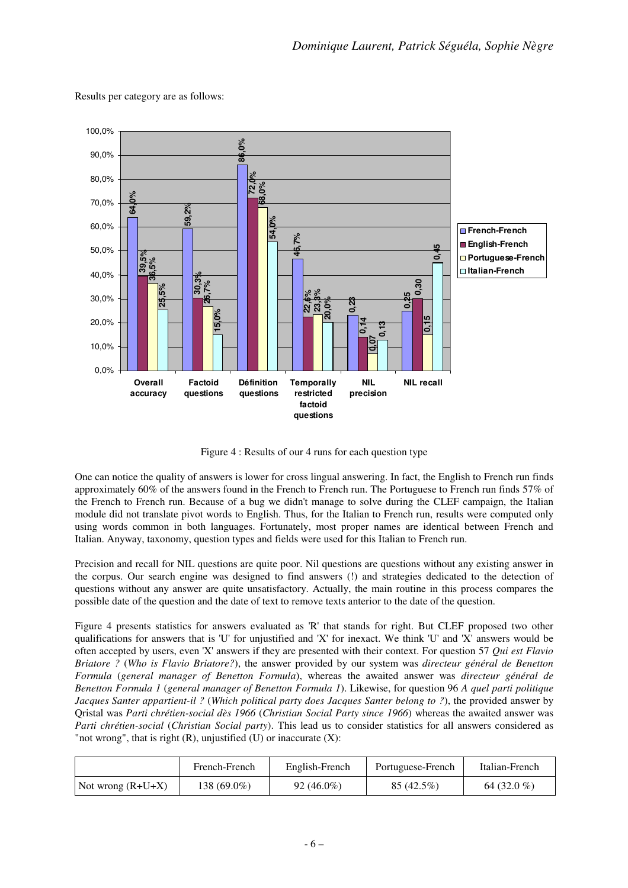Results per category are as follows:

Figure 4 : Results of our 4 runs for each question type

One can notice the quality of answers is lower for cross lingual answering. In fact, the English to French run finds approximately 60% of the answers found in the French to French run. The Portuguese to French run finds 57% of the French to French run. Because of a bug we didn't manage to solve during the CLEF campaign, the Italian module did not translate pivot words to English. Thus, for the Italian to French run, results were computed only using words common in both languages. Fortunately, most proper names are identical between French and Italian. Anyway, taxonomy, question types and fields were used for this Italian to French run.

Precision and recall for NIL questions are quite poor. Nil questions are questions without any existing answer in the corpus. Our search engine was designed to find answers (!) and strategies dedicated to the detection of questions without any answer are quite unsatisfactory. Actually, the main routine in this process compares the possible date of the question and the date of text to remove texts anterior to the date of the question.

Figure 4 presents statistics for answers evaluated as 'R' that stands for right. But CLEF proposed two other qualifications for answers that is 'U' for unjustified and 'X' for inexact. We think 'U' and 'X' answers would be often accepted by users, even 'X' answers if they are presented with their context. For question 57 *Qui est Flavio Briatore ?* (*Who is Flavio Briatore?*), the answer provided by our system was *directeur général de Benetton Formula* (*general manager of Benetton Formula*), whereas the awaited answer was *directeur général de Benetton Formula 1* (*general manager of Benetton Formula 1*). Likewise, for question 96 *A quel parti politique Jacques Santer appartient-il ?* (*Which political party does Jacques Santer belong to ?*), the provided answer by Qristal was *Parti chrétien-social dès 1966* (*Christian Social Party since 1966*) whereas the awaited answer was *Parti chrétien-social* (*Christian Social party*). This lead us to consider statistics for all answers considered as "not wrong", that is right (R), unjustified (U) or inaccurate (X):

| | French-French | English-French | Portuguese-French | Italian-French |
|---|---|---|---|---|
| Not wrong (R+U+X) | 138 (69.0%) | 92 (46.0%) | 85 (42.5%) | 64 (32.0 %) |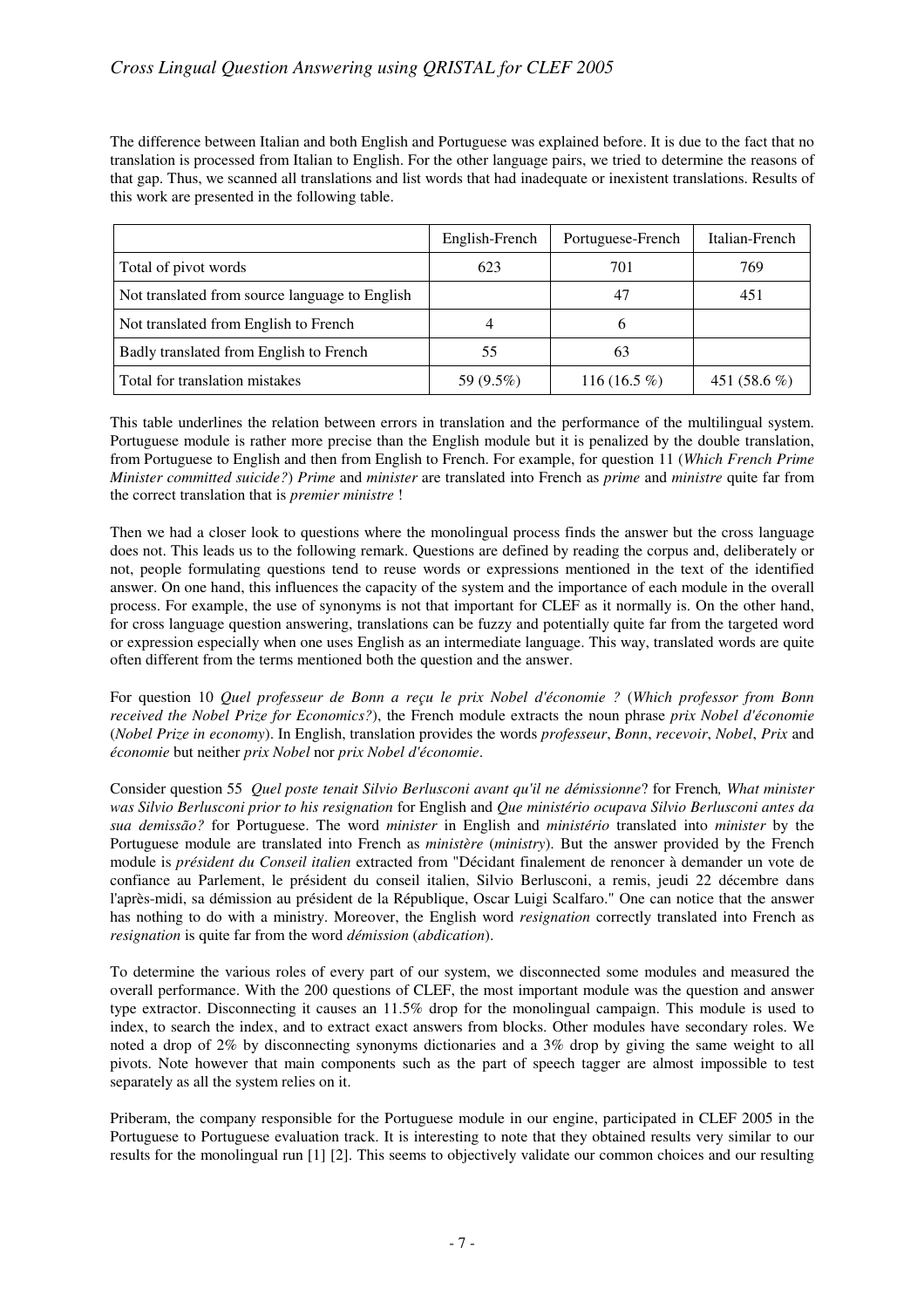The difference between Italian and both English and Portuguese was explained before. It is due to the fact that no translation is processed from Italian to English. For the other language pairs, we tried to determine the reasons of that gap. Thus, we scanned all translations and list words that had inadequate or inexistent translations. Results of this work are presented in the following table.

| | English-French | Portuguese-French | Italian-French |
|---|---|---|---|
| Total of pivot words | 623 | 701 | 769 |
| Not translated from source language to English | | 47 | 451 |
| Not translated from English to French | 4 | 6 | |
| Badly translated from English to French | 55 | 63 | |
| Total for translation mistakes | 59 (9.5%) | 116 (16.5 %) | 451 (58.6 %) |

This table underlines the relation between errors in translation and the performance of the multilingual system. Portuguese module is rather more precise than the English module but it is penalized by the double translation, from Portuguese to English and then from English to French. For example, for question 11 (*Which French Prime Minister committed suicide?*) *Prime* and *minister* are translated into French as *prime* and *ministre* quite far from the correct translation that is *premier ministre* !

Then we had a closer look to questions where the monolingual process finds the answer but the cross language does not. This leads us to the following remark. Questions are defined by reading the corpus and, deliberately or not, people formulating questions tend to reuse words or expressions mentioned in the text of the identified answer. On one hand, this influences the capacity of the system and the importance of each module in the overall process. For example, the use of synonyms is not that important for CLEF as it normally is. On the other hand, for cross language question answering, translations can be fuzzy and potentially quite far from the targeted word or expression especially when one uses English as an intermediate language. This way, translated words are quite often different from the terms mentioned both the question and the answer.

For question 10 *Quel professeur de Bonn a reçu le prix Nobel d'économie ?* (*Which professor from Bonn received the Nobel Prize for Economics?*), the French module extracts the noun phrase *prix Nobel d'économie* (*Nobel Prize in economy*). In English, translation provides the words *professeur*, *Bonn*, *recevoir*, *Nobel*, *Prix* and *économie* but neither *prix Nobel* nor *prix Nobel d'économie*.

Consider question 55 *Quel poste tenait Silvio Berlusconi avant qu'il ne démissionne*? for French*, What minister was Silvio Berlusconi prior to his resignation* for English and *Que ministério ocupava Silvio Berlusconi antes da sua demissão?* for Portuguese. The word *minister* in English and *ministério* translated into *minister* by the Portuguese module are translated into French as *ministère* (*ministry*). But the answer provided by the French module is *président du Conseil italien* extracted from "Décidant finalement de renoncer à demander un vote de confiance au Parlement, le président du conseil italien, Silvio Berlusconi, a remis, jeudi 22 décembre dans l'après-midi, sa démission au président de la République, Oscar Luigi Scalfaro." One can notice that the answer has nothing to do with a ministry. Moreover, the English word *resignation* correctly translated into French as *resignation* is quite far from the word *démission* (*abdication*).

To determine the various roles of every part of our system, we disconnected some modules and measured the overall performance. With the 200 questions of CLEF, the most important module was the question and answer type extractor. Disconnecting it causes an 11.5% drop for the monolingual campaign. This module is used to index, to search the index, and to extract exact answers from blocks. Other modules have secondary roles. We noted a drop of 2% by disconnecting synonyms dictionaries and a 3% drop by giving the same weight to all pivots. Note however that main components such as the part of speech tagger are almost impossible to test separately as all the system relies on it.

Priberam, the company responsible for the Portuguese module in our engine, participated in CLEF 2005 in the Portuguese to Portuguese evaluation track. It is interesting to note that they obtained results very similar to our results for the monolingual run [1] [2]. This seems to objectively validate our common choices and our resulting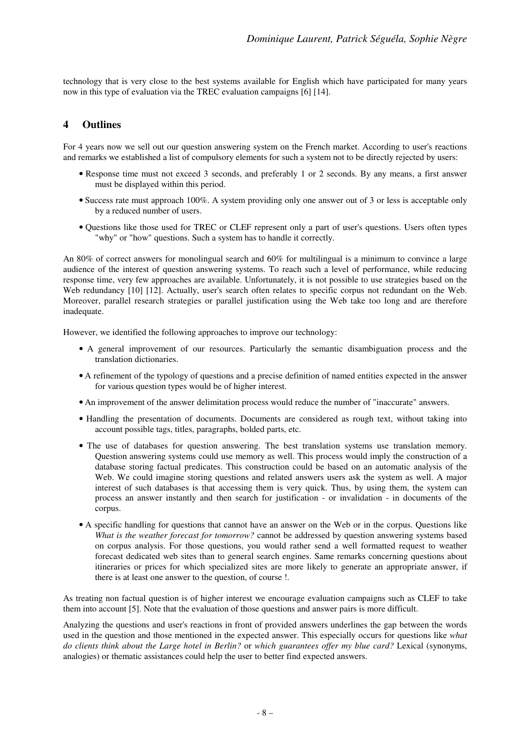technology that is very close to the best systems available for English which have participated for many years now in this type of evaluation via the TREC evaluation campaigns [6] [14].

## 4 Outlines

For 4 years now we sell out our question answering system on the French market. According to user's reactions and remarks we established a list of compulsory elements for such a system not to be directly rejected by users:

- Response time must not exceed 3 seconds, and preferably 1 or 2 seconds. By any means, a first answer must be displayed within this period.
- Success rate must approach 100%. A system providing only one answer out of 3 or less is acceptable only by a reduced number of users.
- Questions like those used for TREC or CLEF represent only a part of user's questions. Users often types "why" or "how" questions. Such a system has to handle it correctly.

An 80% of correct answers for monolingual search and 60% for multilingual is a minimum to convince a large audience of the interest of question answering systems. To reach such a level of performance, while reducing response time, very few approaches are available. Unfortunately, it is not possible to use strategies based on the Web redundancy [10] [12]. Actually, user's search often relates to specific corpus not redundant on the Web. Moreover, parallel research strategies or parallel justification using the Web take too long and are therefore inadequate.

However, we identified the following approaches to improve our technology:

- A general improvement of our resources. Particularly the semantic disambiguation process and the translation dictionaries.
- A refinement of the typology of questions and a precise definition of named entities expected in the answer for various question types would be of higher interest.
- An improvement of the answer delimitation process would reduce the number of "inaccurate" answers.
- Handling the presentation of documents. Documents are considered as rough text, without taking into account possible tags, titles, paragraphs, bolded parts, etc.
- The use of databases for question answering. The best translation systems use translation memory. Question answering systems could use memory as well. This process would imply the construction of a database storing factual predicates. This construction could be based on an automatic analysis of the Web. We could imagine storing questions and related answers users ask the system as well. A major interest of such databases is that accessing them is very quick. Thus, by using them, the system can process an answer instantly and then search for justification - or invalidation - in documents of the corpus.
- A specific handling for questions that cannot have an answer on the Web or in the corpus. Questions like *What is the weather forecast for tomorrow?* cannot be addressed by question answering systems based on corpus analysis. For those questions, you would rather send a well formatted request to weather forecast dedicated web sites than to general search engines. Same remarks concerning questions about itineraries or prices for which specialized sites are more likely to generate an appropriate answer, if there is at least one answer to the question, of course !.

As treating non factual question is of higher interest we encourage evaluation campaigns such as CLEF to take them into account [5]. Note that the evaluation of those questions and answer pairs is more difficult.

Analyzing the questions and user's reactions in front of provided answers underlines the gap between the words used in the question and those mentioned in the expected answer. This especially occurs for questions like *what do clients think about the Large hotel in Berlin?* or *which guarantees offer my blue card?* Lexical (synonyms, analogies) or thematic assistances could help the user to better find expected answers.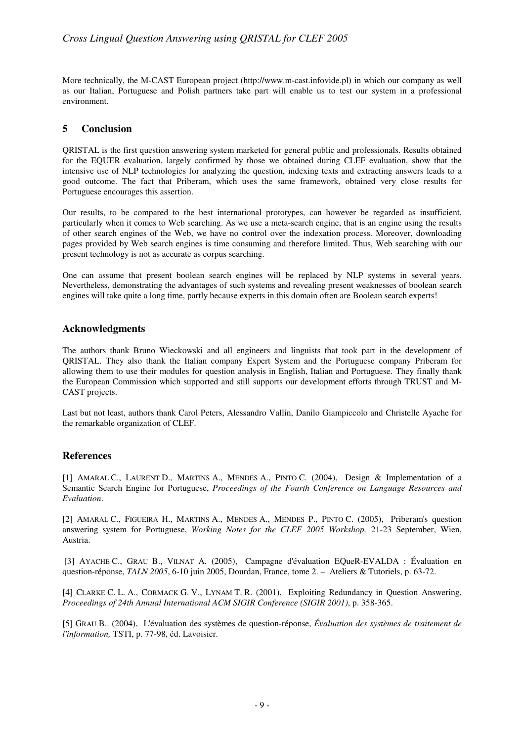More technically, the M-CAST European project (http://www.m-cast.infovide.pl) in which our company as well as our Italian, Portuguese and Polish partners take part will enable us to test our system in a professional environment.

## 5 Conclusion

QRISTAL is the first question answering system marketed for general public and professionals. Results obtained for the EQUER evaluation, largely confirmed by those we obtained during CLEF evaluation, show that the intensive use of NLP technologies for analyzing the question, indexing texts and extracting answers leads to a good outcome. The fact that Priberam, which uses the same framework, obtained very close results for Portuguese encourages this assertion.

Our results, to be compared to the best international prototypes, can however be regarded as insufficient, particularly when it comes to Web searching. As we use a meta-search engine, that is an engine using the results of other search engines of the Web, we have no control over the indexation process. Moreover, downloading pages provided by Web search engines is time consuming and therefore limited. Thus, Web searching with our present technology is not as accurate as corpus searching.

One can assume that present boolean search engines will be replaced by NLP systems in several years. Nevertheless, demonstrating the advantages of such systems and revealing present weaknesses of boolean search engines will take quite a long time, partly because experts in this domain often are Boolean search experts!

## Acknowledgments

The authors thank Bruno Wieckowski and all engineers and linguists that took part in the development of QRISTAL. They also thank the Italian company Expert System and the Portuguese company Priberam for allowing them to use their modules for question analysis in English, Italian and Portuguese. They finally thank the European Commission which supported and still supports our development efforts through TRUST and M-CAST projects.

Last but not least, authors thank Carol Peters, Alessandro Vallin, Danilo Giampiccolo and Christelle Ayache for the remarkable organization of CLEF.

## References

[1] AMARAL C., LAURENT D., MARTINS A., MENDES A., PINTO C. (2004), Design & Implementation of a Semantic Search Engine for Portuguese, *Proceedings of the Fourth Conference on Language Resources and Evaluation*.

[2] AMARAL C., FIGUEIRA H., MARTINS A., MENDES A., MENDES P., PINTO C. (2005), Priberam's question answering system for Portuguese, *Working Notes for the CLEF 2005 Workshop,* 21-23 September, Wien, Austria.

[3] AYACHE C., GRAU B., VILNAT A. (2005), Campagne d'évaluation EQueR-EVALDA : Évaluation en question-réponse, *TALN 2005*, 6-10 juin 2005, Dourdan, France, tome 2. – Ateliers & Tutoriels, p. 63-72.

[4] CLARKE C. L. A., CORMACK G. V., LYNAM T. R. (2001), Exploiting Redundancy in Question Answering, *Proceedings of 24th Annual International ACM SIGIR Conference (SIGIR 2001)*, p. 358-365.

[5] GRAU B.. (2004), L'évaluation des systèmes de question-réponse, *Évaluation des systèmes de traitement de l'information,* TSTI, p. 77-98, éd. Lavoisier.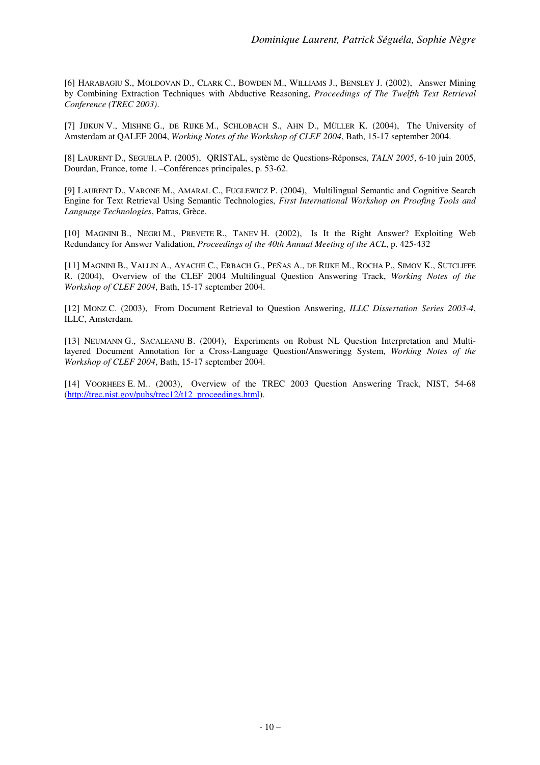[6] HARABAGIU S., MOLDOVAN D., CLARK C., BOWDEN M., WILLIAMS J., BENSLEY J. (2002), Answer Mining by Combining Extraction Techniques with Abductive Reasoning, *Proceedings of The Twelfth Text Retrieval Conference (TREC 2003)*.

[7] JIJKUN V., MISHNE G., DE RIJKE M., SCHLOBACH S., AHN D., MÜLLER K. (2004), The University of Amsterdam at QALEF 2004, *Working Notes of the Workshop of CLEF 2004*, Bath, 15-17 september 2004.

[8] LAURENT D., SEGUELA P. (2005), QRISTAL, système de Questions-Réponses, *TALN 2005*, 6-10 juin 2005, Dourdan, France, tome 1. –Conférences principales, p. 53-62.

[9] LAURENT D., VARONE M., AMARAL C., FUGLEWICZ P. (2004), Multilingual Semantic and Cognitive Search Engine for Text Retrieval Using Semantic Technologies, *First International Workshop on Proofing Tools and Language Technologies*, Patras, Grèce.

[10] MAGNINI B., NEGRI M., PREVETE R., TANEV H. (2002), Is It the Right Answer? Exploiting Web Redundancy for Answer Validation, *Proceedings of the 40th Annual Meeting of the ACL*, p. 425-432

[11] MAGNINI B., VALLIN A., AYACHE C., ERBACH G., PEÑAS A., DE RIJKE M., ROCHA P., SIMOV K., SUTCLIFFE R. (2004), Overview of the CLEF 2004 Multilingual Question Answering Track, *Working Notes of the Workshop of CLEF 2004*, Bath, 15-17 september 2004.

[12] MONZ C. (2003), From Document Retrieval to Question Answering, *ILLC Dissertation Series 2003-4*, ILLC, Amsterdam.

[13] NEUMANN G., SACALEANU B. (2004), Experiments on Robust NL Question Interpretation and Multi-layered Document Annotation for a Cross-Language Question/Answeringg System, *Working Notes of the Workshop of CLEF 2004*, Bath, 15-17 september 2004.

[14] VOORHEES E. M.. (2003), Overview of the TREC 2003 Question Answering Track, NIST, 54-68 (http://trec.nist.gov/pubs/trec12/t12_proceedings.html).